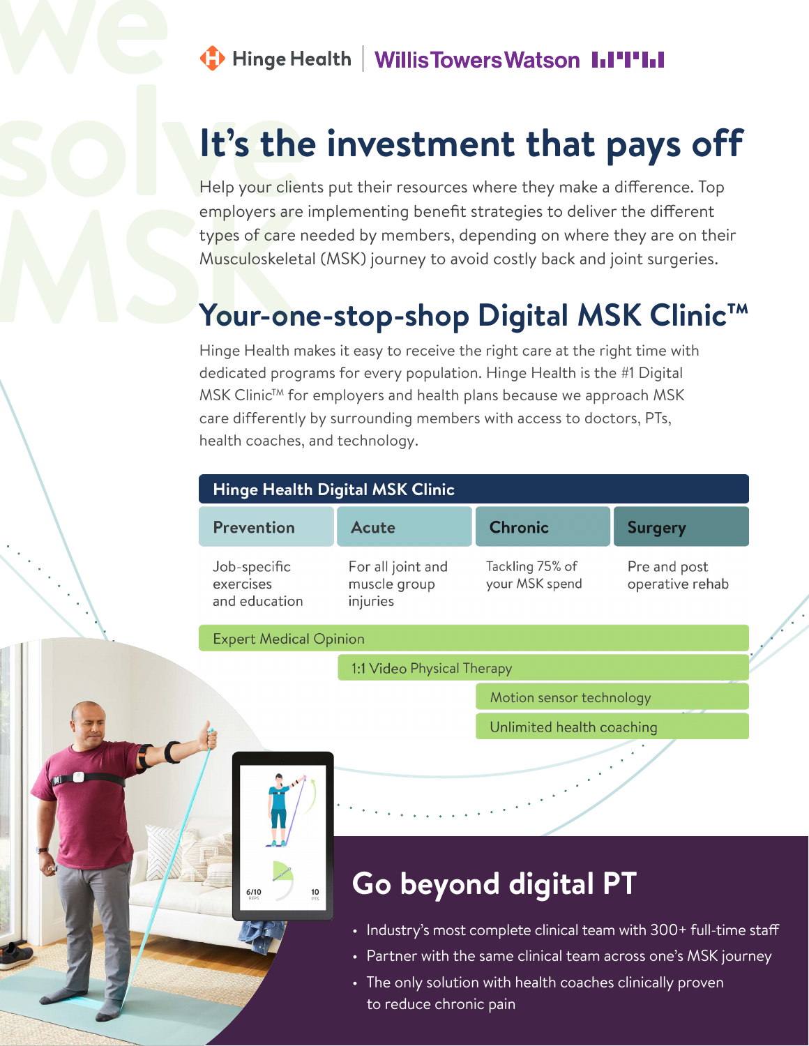Hinge Health | WillisTowersWatson

# It's the investment that pays off

Help your clients put their resources where they make a difference. Top employers are implementing benefit strategies to deliver the different types of care needed by members, depending on where they are on their Musculoskeletal (MSK) journey to avoid costly back and joint surgeries.

## Your-one-stop-shop Digital MSK Clinic™

Hinge Health makes it easy to receive the right care at the right time with dedicated programs for every population. Hinge Health is the #1 Digital MSK Clinic™ for employers and health plans because we approach MSK care differently by surrounding members with access to doctors, PTs, health coaches, and technology.

**Hinge Health Digital MSK Clinic**

| Prevention | Acute | Chronic | Surgery |
|---|---|---|---|
| Job-specific exercises and education | For all joint and muscle group injuries | Tackling 75% of your MSK spend | Pre and post operative rehab |
| Expert Medical Opinion | Expert Medical Opinion | Expert Medical Opinion | Expert Medical Opinion |
| | 1:1 Video Physical Therapy | 1:1 Video Physical Therapy | 1:1 Video Physical Therapy |
| | | Motion sensor technology | Motion sensor technology |
| | | Unlimited health coaching | Unlimited health coaching |

## Go beyond digital PT

- Industry's most complete clinical team with 300+ full-time staff
- Partner with the same clinical team across one's MSK journey
- The only solution with health coaches clinically proven to reduce chronic pain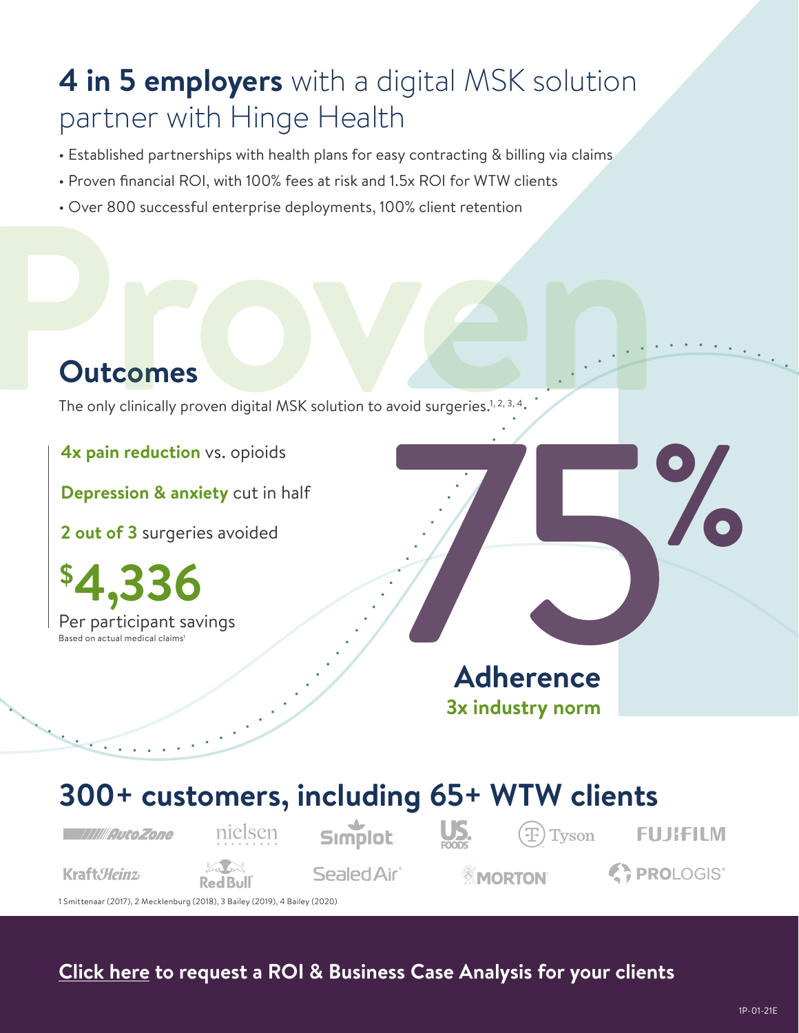# **4 in 5 employers** with a digital MSK solution partner with Hinge Health

- Established partnerships with health plans for easy contracting & billing via claims
- Proven financial ROI, with 100% fees at risk and 1.5x ROI for WTW clients
- Over 800 successful enterprise deployments, 100% client retention

Proven

## Outcomes

The only clinically proven digital MSK solution to avoid surgeries.[1, 2, 3, 4]

**4x pain reduction** vs. opioids

**Depression & anxiety** cut in half

**2 out of 3** surgeries avoided

**$4,336**

Per participant savings

Based on actual medical claims[1]

**75%**

**Adherence**

**3x industry norm**

## 300+ customers, including 65+ WTW clients

AutoZone, nielsen, Simplot, US Foods, Tyson, FUJIFILM, KraftHeinz, Red Bull, Sealed Air, MORTON, PROLOGIS

1 Smittenaar (2017), 2 Mecklenburg (2018), 3 Bailey (2019), 4 Bailey (2020)

**Click here to request a ROI & Business Case Analysis for your clients**

1P-01-21E